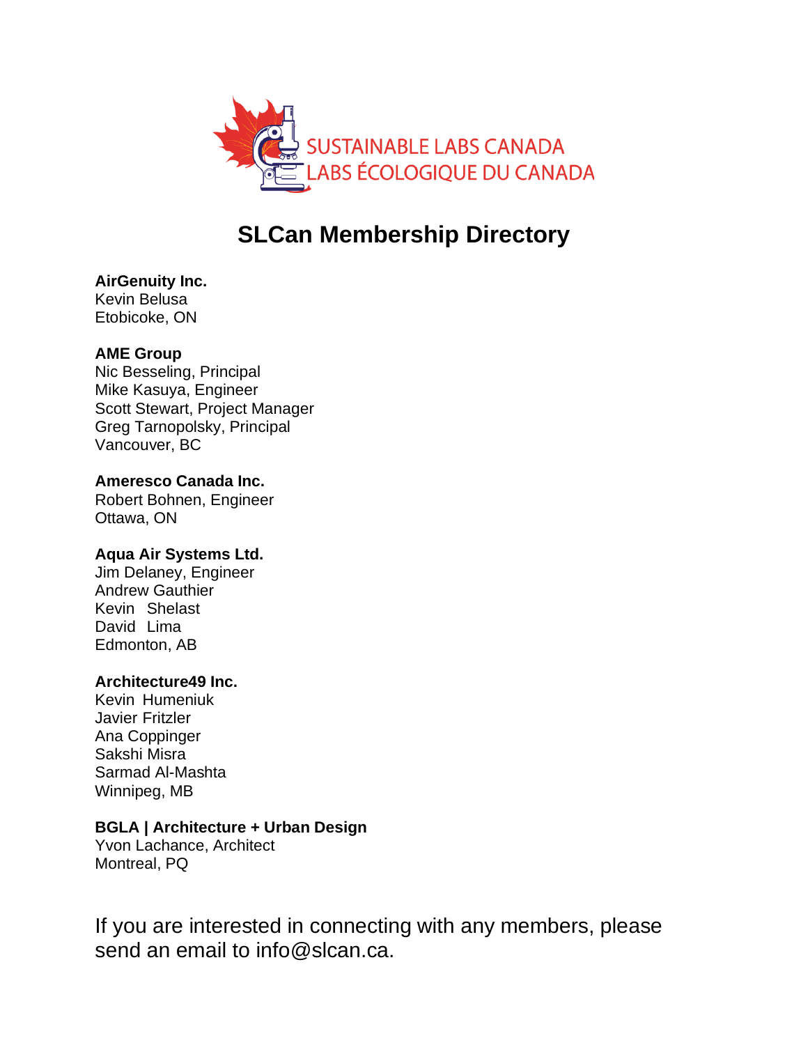SUSTAINABLE LABS CANADA
LABS ÉCOLOGIQUE DU CANADA

# SLCan Membership Directory

**AirGenuity Inc.**
Kevin Belusa
Etobicoke, ON

**AME Group**
Nic Besseling, Principal
Mike Kasuya, Engineer
Scott Stewart, Project Manager
Greg Tarnopolsky, Principal
Vancouver, BC

**Ameresco Canada Inc.**
Robert Bohnen, Engineer
Ottawa, ON

**Aqua Air Systems Ltd.**
Jim Delaney, Engineer
Andrew Gauthier
Kevin Shelast
David Lima
Edmonton, AB

**Architecture49 Inc.**
Kevin Humeniuk
Javier Fritzler
Ana Coppinger
Sakshi Misra
Sarmad Al-Mashta
Winnipeg, MB

**BGLA | Architecture + Urban Design**
Yvon Lachance, Architect
Montreal, PQ

If you are interested in connecting with any members, please send an email to info@slcan.ca.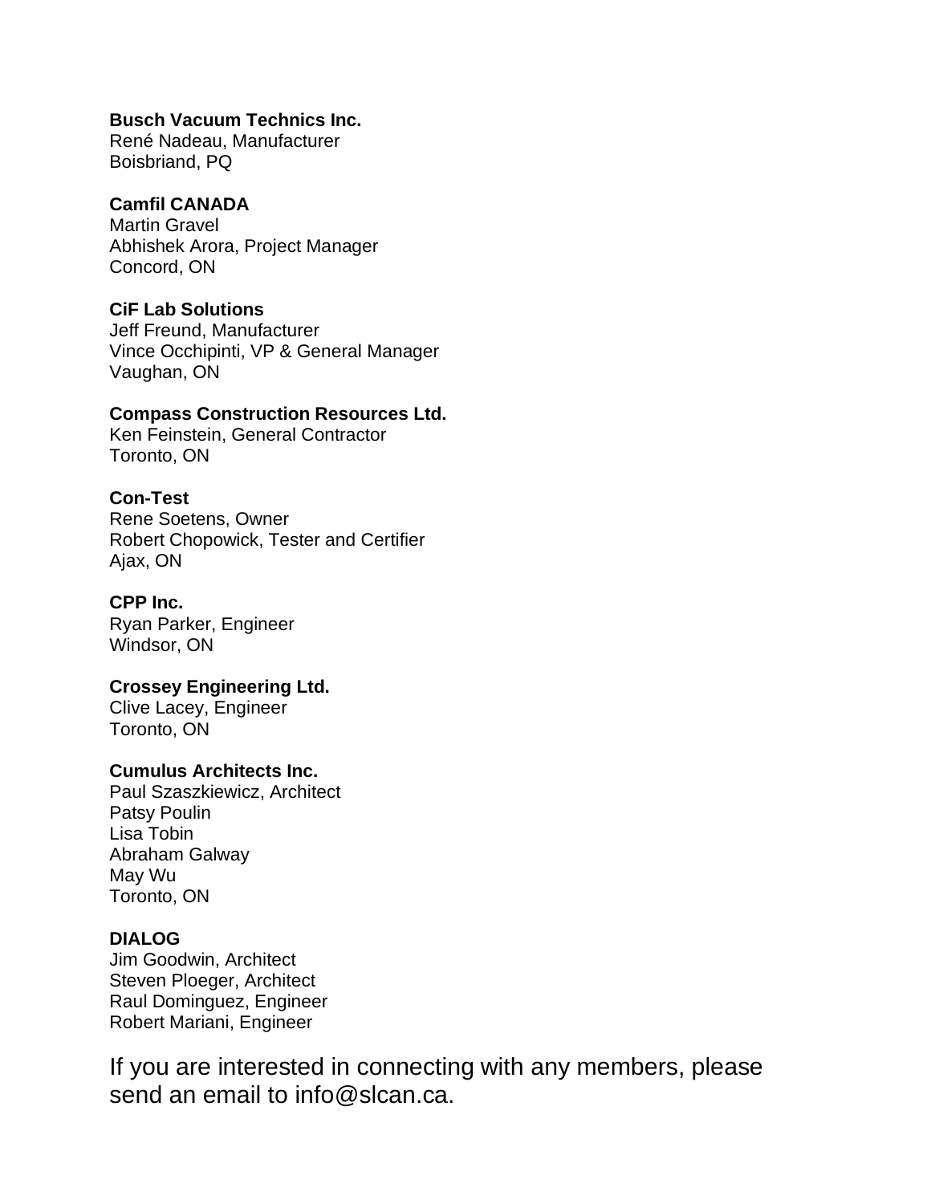**Busch Vacuum Technics Inc.**
René Nadeau, Manufacturer
Boisbriand, PQ

**Camfil CANADA**
Martin Gravel
Abhishek Arora, Project Manager
Concord, ON

**CiF Lab Solutions**
Jeff Freund, Manufacturer
Vince Occhipinti, VP & General Manager
Vaughan, ON

**Compass Construction Resources Ltd.**
Ken Feinstein, General Contractor
Toronto, ON

**Con-Test**
Rene Soetens, Owner
Robert Chopowick, Tester and Certifier
Ajax, ON

**CPP Inc.**
Ryan Parker, Engineer
Windsor, ON

**Crossey Engineering Ltd.**
Clive Lacey, Engineer
Toronto, ON

**Cumulus Architects Inc.**
Paul Szaszkiewicz, Architect
Patsy Poulin
Lisa Tobin
Abraham Galway
May Wu
Toronto, ON

**DIALOG**
Jim Goodwin, Architect
Steven Ploeger, Architect
Raul Dominguez, Engineer
Robert Mariani, Engineer

If you are interested in connecting with any members, please send an email to info@slcan.ca.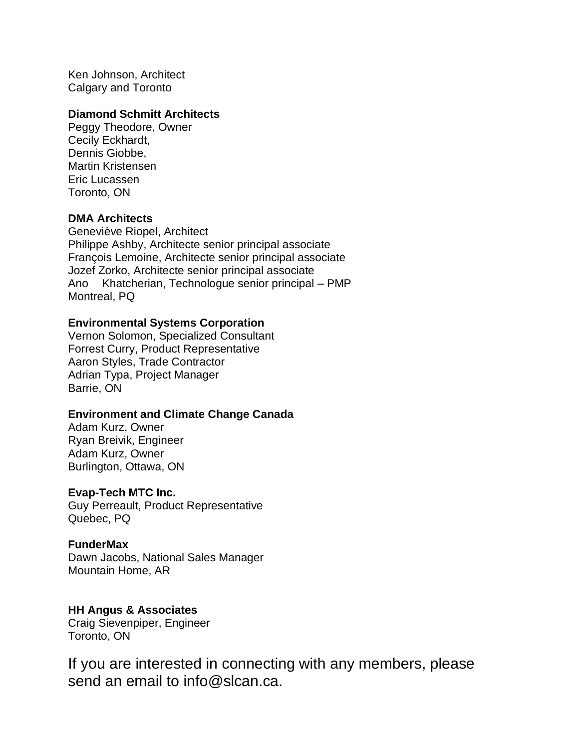Ken Johnson, Architect
Calgary and Toronto

**Diamond Schmitt Architects**
Peggy Theodore, Owner
Cecily Eckhardt,
Dennis Giobbe,
Martin Kristensen
Eric Lucassen
Toronto, ON

**DMA Architects**
Geneviève Riopel, Architect
Philippe Ashby, Architecte senior principal associate
François Lemoine, Architecte senior principal associate
Jozef Zorko, Architecte senior principal associate
Ano Khatcherian, Technologue senior principal – PMP
Montreal, PQ

**Environmental Systems Corporation**
Vernon Solomon, Specialized Consultant
Forrest Curry, Product Representative
Aaron Styles, Trade Contractor
Adrian Typa, Project Manager
Barrie, ON

**Environment and Climate Change Canada**
Adam Kurz, Owner
Ryan Breivik, Engineer
Adam Kurz, Owner
Burlington, Ottawa, ON

**Evap-Tech MTC Inc.**
Guy Perreault, Product Representative
Quebec, PQ

**FunderMax**
Dawn Jacobs, National Sales Manager
Mountain Home, AR

**HH Angus & Associates**
Craig Sievenpiper, Engineer
Toronto, ON

If you are interested in connecting with any members, please send an email to info@slcan.ca.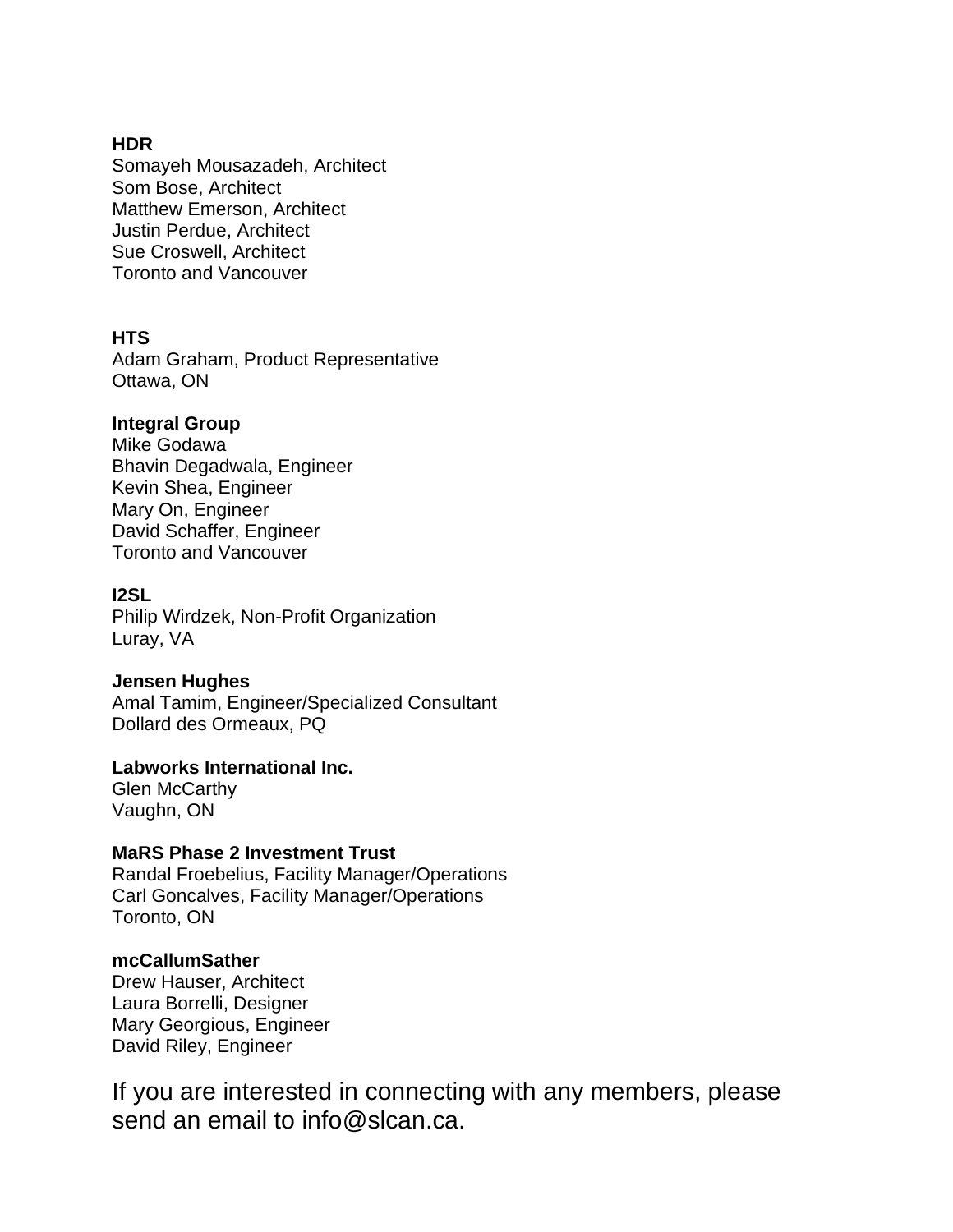**HDR**
Somayeh Mousazadeh, Architect
Som Bose, Architect
Matthew Emerson, Architect
Justin Perdue, Architect
Sue Croswell, Architect
Toronto and Vancouver

**HTS**
Adam Graham, Product Representative
Ottawa, ON

**Integral Group**
Mike Godawa
Bhavin Degadwala, Engineer
Kevin Shea, Engineer
Mary On, Engineer
David Schaffer, Engineer
Toronto and Vancouver

**I2SL**
Philip Wirdzek, Non-Profit Organization
Luray, VA

**Jensen Hughes**
Amal Tamim, Engineer/Specialized Consultant
Dollard des Ormeaux, PQ

**Labworks International Inc.**
Glen McCarthy
Vaughn, ON

**MaRS Phase 2 Investment Trust**
Randal Froebelius, Facility Manager/Operations
Carl Goncalves, Facility Manager/Operations
Toronto, ON

**mcCallumSather**
Drew Hauser, Architect
Laura Borrelli, Designer
Mary Georgious, Engineer
David Riley, Engineer

If you are interested in connecting with any members, please send an email to info@slcan.ca.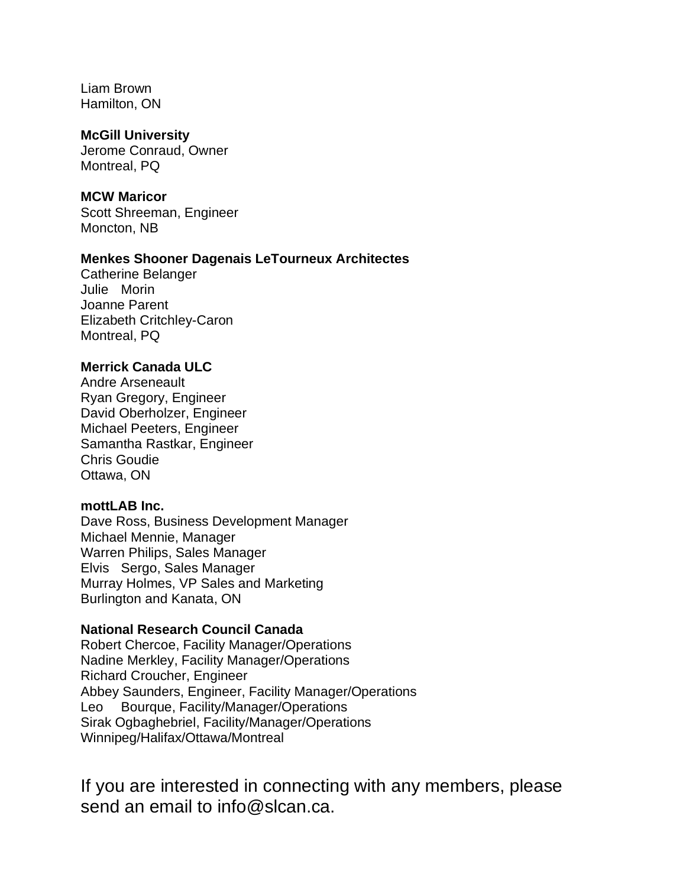Liam Brown
Hamilton, ON

**McGill University**
Jerome Conraud, Owner
Montreal, PQ

**MCW Maricor**
Scott Shreeman, Engineer
Moncton, NB

**Menkes Shooner Dagenais LeTourneux Architectes**
Catherine Belanger
Julie Morin
Joanne Parent
Elizabeth Critchley-Caron
Montreal, PQ

**Merrick Canada ULC**
Andre Arseneault
Ryan Gregory, Engineer
David Oberholzer, Engineer
Michael Peeters, Engineer
Samantha Rastkar, Engineer
Chris Goudie
Ottawa, ON

**mottLAB Inc.**
Dave Ross, Business Development Manager
Michael Mennie, Manager
Warren Philips, Sales Manager
Elvis Sergo, Sales Manager
Murray Holmes, VP Sales and Marketing
Burlington and Kanata, ON

**National Research Council Canada**
Robert Chercoe, Facility Manager/Operations
Nadine Merkley, Facility Manager/Operations
Richard Croucher, Engineer
Abbey Saunders, Engineer, Facility Manager/Operations
Leo Bourque, Facility/Manager/Operations
Sirak Ogbaghebriel, Facility/Manager/Operations
Winnipeg/Halifax/Ottawa/Montreal

If you are interested in connecting with any members, please send an email to info@slcan.ca.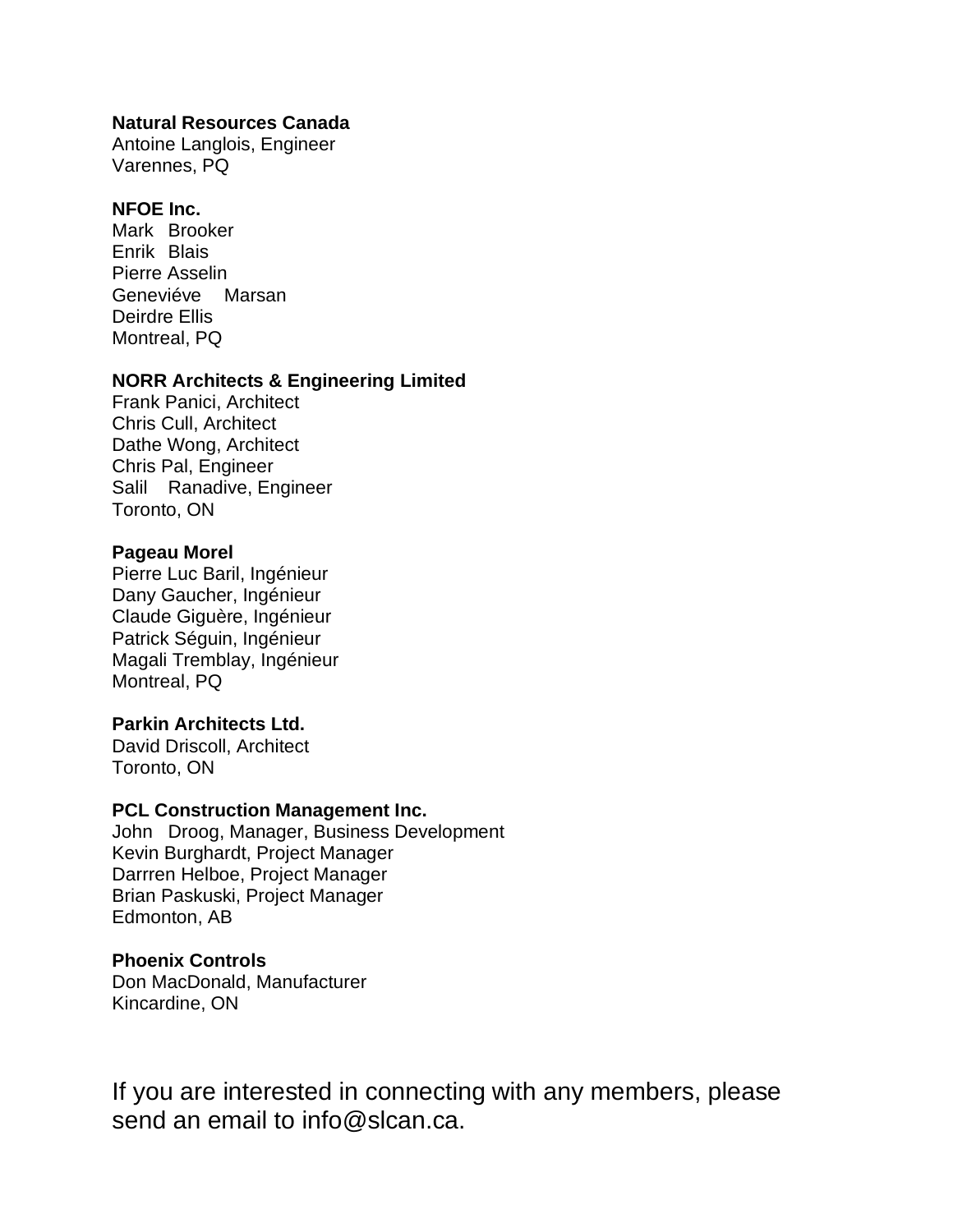**Natural Resources Canada**
Antoine Langlois, Engineer
Varennes, PQ

**NFOE Inc.**
Mark Brooker
Enrik Blais
Pierre Asselin
Geneviéve Marsan
Deirdre Ellis
Montreal, PQ

**NORR Architects & Engineering Limited**
Frank Panici, Architect
Chris Cull, Architect
Dathe Wong, Architect
Chris Pal, Engineer
Salil Ranadive, Engineer
Toronto, ON

**Pageau Morel**
Pierre Luc Baril, Ingénieur
Dany Gaucher, Ingénieur
Claude Giguère, Ingénieur
Patrick Séguin, Ingénieur
Magali Tremblay, Ingénieur
Montreal, PQ

**Parkin Architects Ltd.**
David Driscoll, Architect
Toronto, ON

**PCL Construction Management Inc.**
John Droog, Manager, Business Development
Kevin Burghardt, Project Manager
Darrren Helboe, Project Manager
Brian Paskuski, Project Manager
Edmonton, AB

**Phoenix Controls**
Don MacDonald, Manufacturer
Kincardine, ON

If you are interested in connecting with any members, please send an email to info@slcan.ca.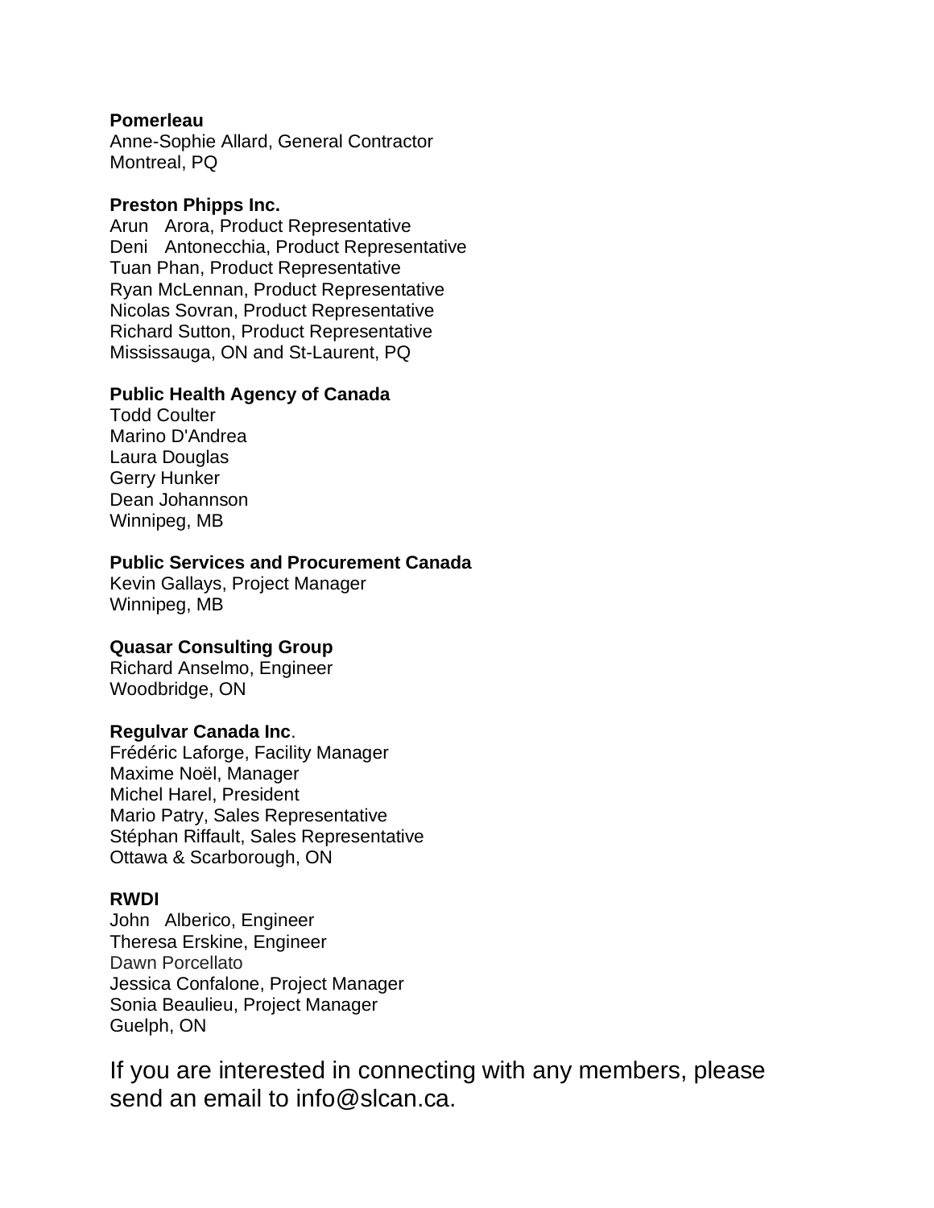**Pomerleau**  
Anne-Sophie Allard, General Contractor  
Montreal, PQ

**Preston Phipps Inc.**  
Arun Arora, Product Representative  
Deni Antonecchia, Product Representative  
Tuan Phan, Product Representative  
Ryan McLennan, Product Representative  
Nicolas Sovran, Product Representative  
Richard Sutton, Product Representative  
Mississauga, ON and St-Laurent, PQ

**Public Health Agency of Canada**  
Todd Coulter  
Marino D'Andrea  
Laura Douglas  
Gerry Hunker  
Dean Johannson  
Winnipeg, MB

**Public Services and Procurement Canada**  
Kevin Gallays, Project Manager  
Winnipeg, MB

**Quasar Consulting Group**  
Richard Anselmo, Engineer  
Woodbridge, ON

**Regulvar Canada Inc**.  
Frédéric Laforge, Facility Manager  
Maxime Noël, Manager  
Michel Harel, President  
Mario Patry, Sales Representative  
Stéphan Riffault, Sales Representative  
Ottawa & Scarborough, ON

**RWDI**  
John Alberico, Engineer  
Theresa Erskine, Engineer  
Dawn Porcellato  
Jessica Confalone, Project Manager  
Sonia Beaulieu, Project Manager  
Guelph, ON

If you are interested in connecting with any members, please send an email to info@slcan.ca.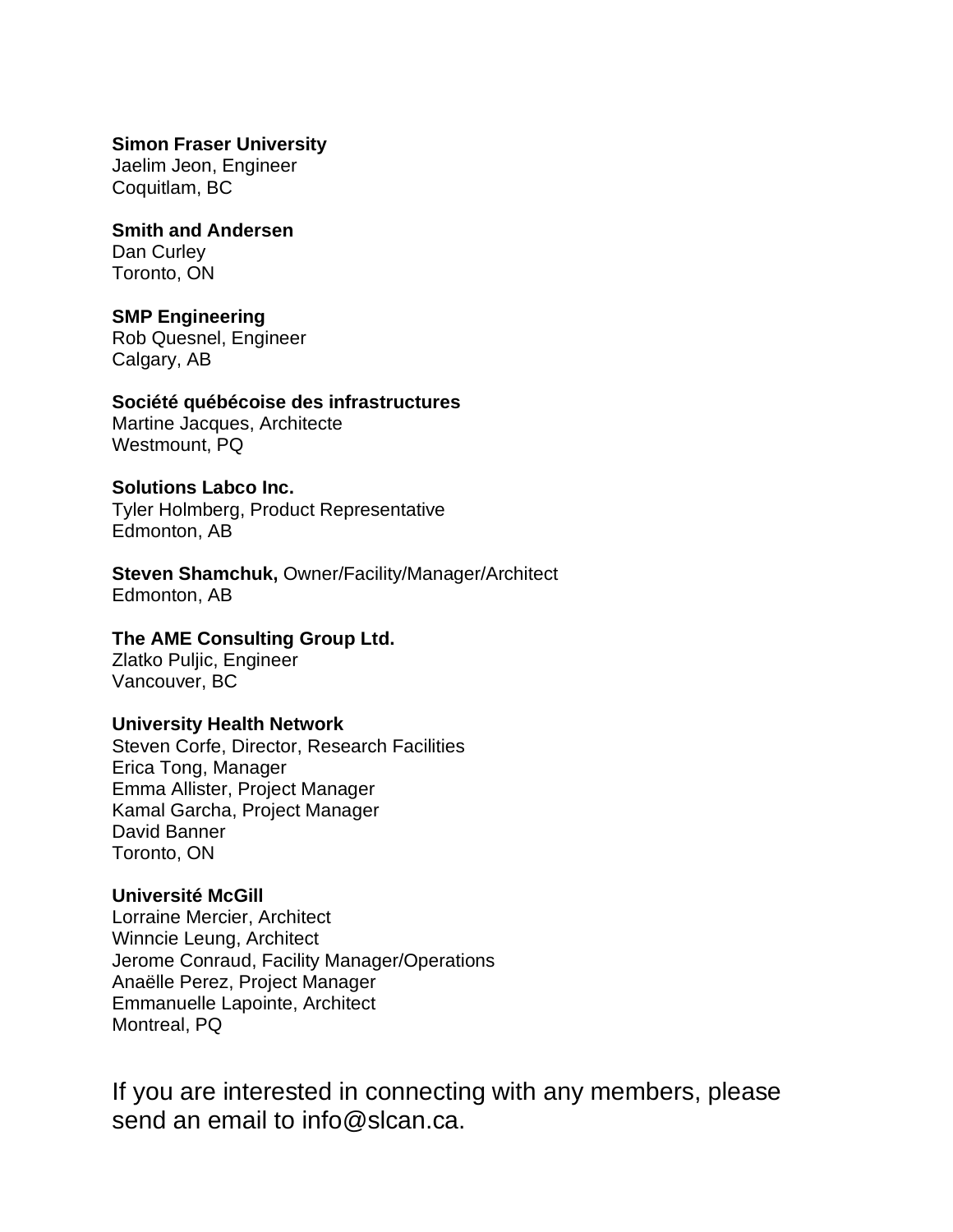**Simon Fraser University**
Jaelim Jeon, Engineer
Coquitlam, BC

**Smith and Andersen**
Dan Curley
Toronto, ON

**SMP Engineering**
Rob Quesnel, Engineer
Calgary, AB

**Société québécoise des infrastructures**
Martine Jacques, Architecte
Westmount, PQ

**Solutions Labco Inc.**
Tyler Holmberg, Product Representative
Edmonton, AB

**Steven Shamchuk,** Owner/Facility/Manager/Architect
Edmonton, AB

**The AME Consulting Group Ltd.**
Zlatko Puljic, Engineer
Vancouver, BC

**University Health Network**
Steven Corfe, Director, Research Facilities
Erica Tong, Manager
Emma Allister, Project Manager
Kamal Garcha, Project Manager
David Banner
Toronto, ON

**Université McGill**
Lorraine Mercier, Architect
Winncie Leung, Architect
Jerome Conraud, Facility Manager/Operations
Anaëlle Perez, Project Manager
Emmanuelle Lapointe, Architect
Montreal, PQ

If you are interested in connecting with any members, please send an email to info@slcan.ca.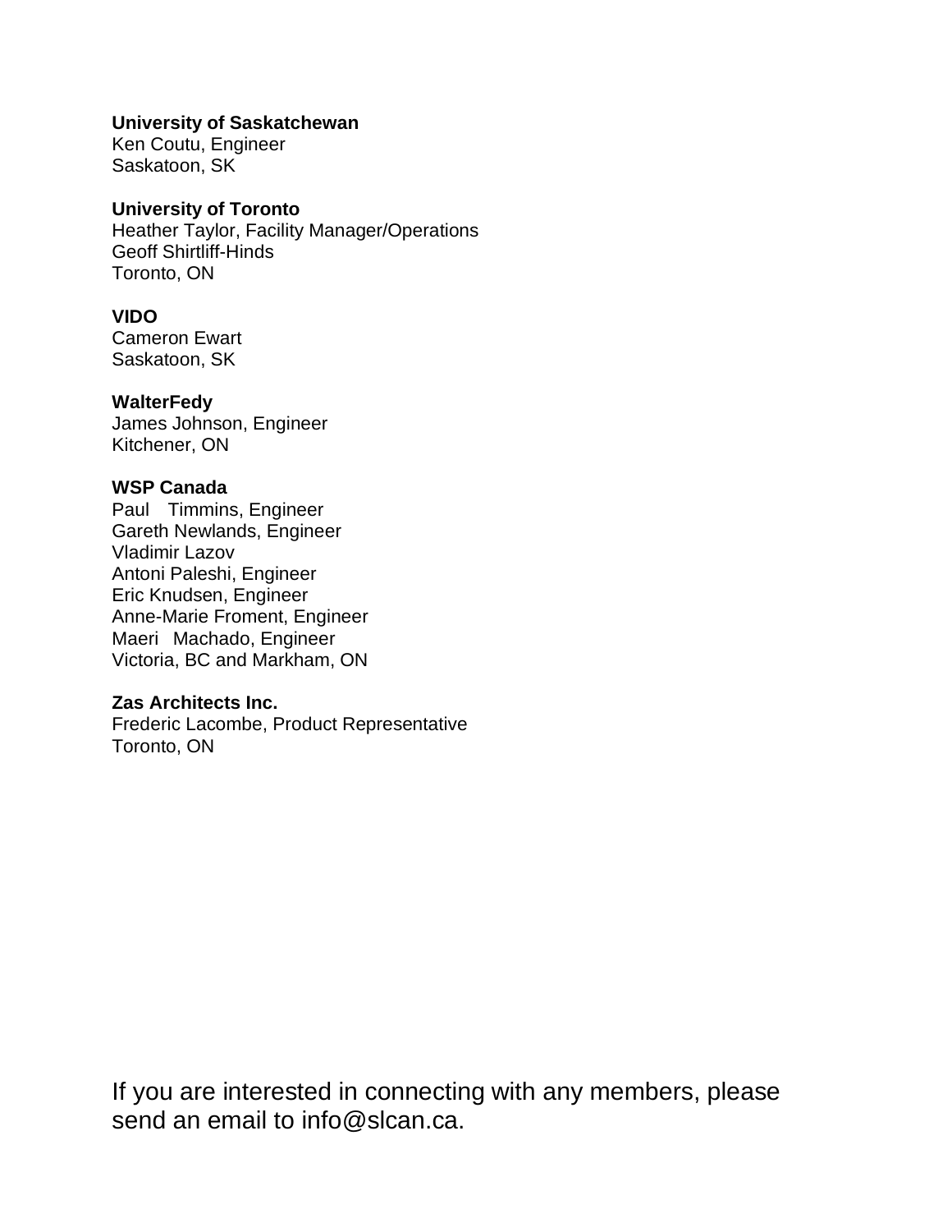**University of Saskatchewan**
Ken Coutu, Engineer
Saskatoon, SK

**University of Toronto**
Heather Taylor, Facility Manager/Operations
Geoff Shirtliff-Hinds
Toronto, ON

**VIDO**
Cameron Ewart
Saskatoon, SK

**WalterFedy**
James Johnson, Engineer
Kitchener, ON

**WSP Canada**
Paul Timmins, Engineer
Gareth Newlands, Engineer
Vladimir Lazov
Antoni Paleshi, Engineer
Eric Knudsen, Engineer
Anne-Marie Froment, Engineer
Maeri Machado, Engineer
Victoria, BC and Markham, ON

**Zas Architects Inc.**
Frederic Lacombe, Product Representative
Toronto, ON

If you are interested in connecting with any members, please send an email to info@slcan.ca.